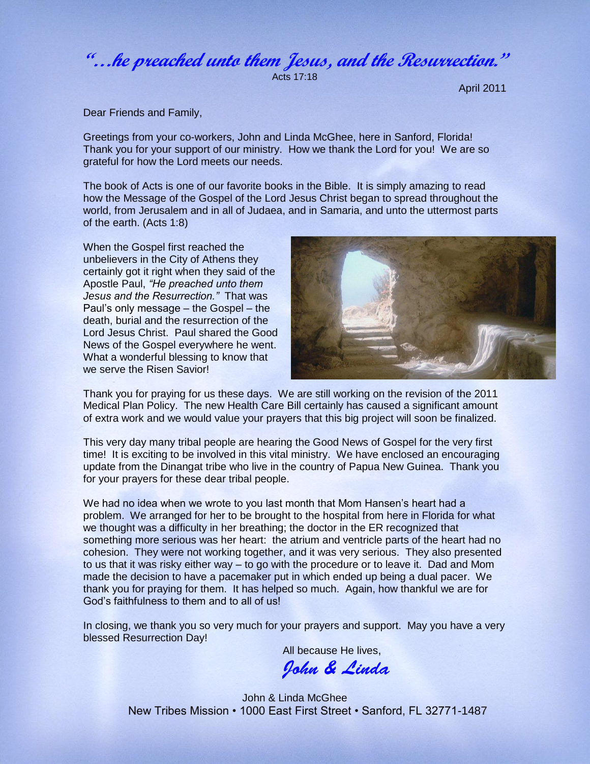# *"…he preached unto them Jesus, and the Resurrection."*

Acts 17:18

April 2011

Dear Friends and Family,

Greetings from your co-workers, John and Linda McGhee, here in Sanford, Florida! Thank you for your support of our ministry. How we thank the Lord for you! We are so grateful for how the Lord meets our needs.

The book of Acts is one of our favorite books in the Bible. It is simply amazing to read how the Message of the Gospel of the Lord Jesus Christ began to spread throughout the world, from Jerusalem and in all of Judaea, and in Samaria, and unto the uttermost parts of the earth. (Acts 1:8)

When the Gospel first reached the unbelievers in the City of Athens they certainly got it right when they said of the Apostle Paul, *"He preached unto them Jesus and the Resurrection."* That was Paul's only message – the Gospel – the death, burial and the resurrection of the Lord Jesus Christ. Paul shared the Good News of the Gospel everywhere he went. What a wonderful blessing to know that we serve the Risen Savior!

Thank you for praying for us these days. We are still working on the revision of the 2011 Medical Plan Policy. The new Health Care Bill certainly has caused a significant amount of extra work and we would value your prayers that this big project will soon be finalized.

This very day many tribal people are hearing the Good News of Gospel for the very first time! It is exciting to be involved in this vital ministry. We have enclosed an encouraging update from the Dinangat tribe who live in the country of Papua New Guinea. Thank you for your prayers for these dear tribal people.

We had no idea when we wrote to you last month that Mom Hansen's heart had a problem. We arranged for her to be brought to the hospital from here in Florida for what we thought was a difficulty in her breathing; the doctor in the ER recognized that something more serious was her heart: the atrium and ventricle parts of the heart had no cohesion. They were not working together, and it was very serious. They also presented to us that it was risky either way – to go with the procedure or to leave it. Dad and Mom made the decision to have a pacemaker put in which ended up being a dual pacer. We thank you for praying for them. It has helped so much. Again, how thankful we are for God's faithfulness to them and to all of us!

In closing, we thank you so very much for your prayers and support. May you have a very blessed Resurrection Day!

All because He lives,

*John & Linda*

John & Linda McGhee
New Tribes Mission • 1000 East First Street • Sanford, FL 32771-1487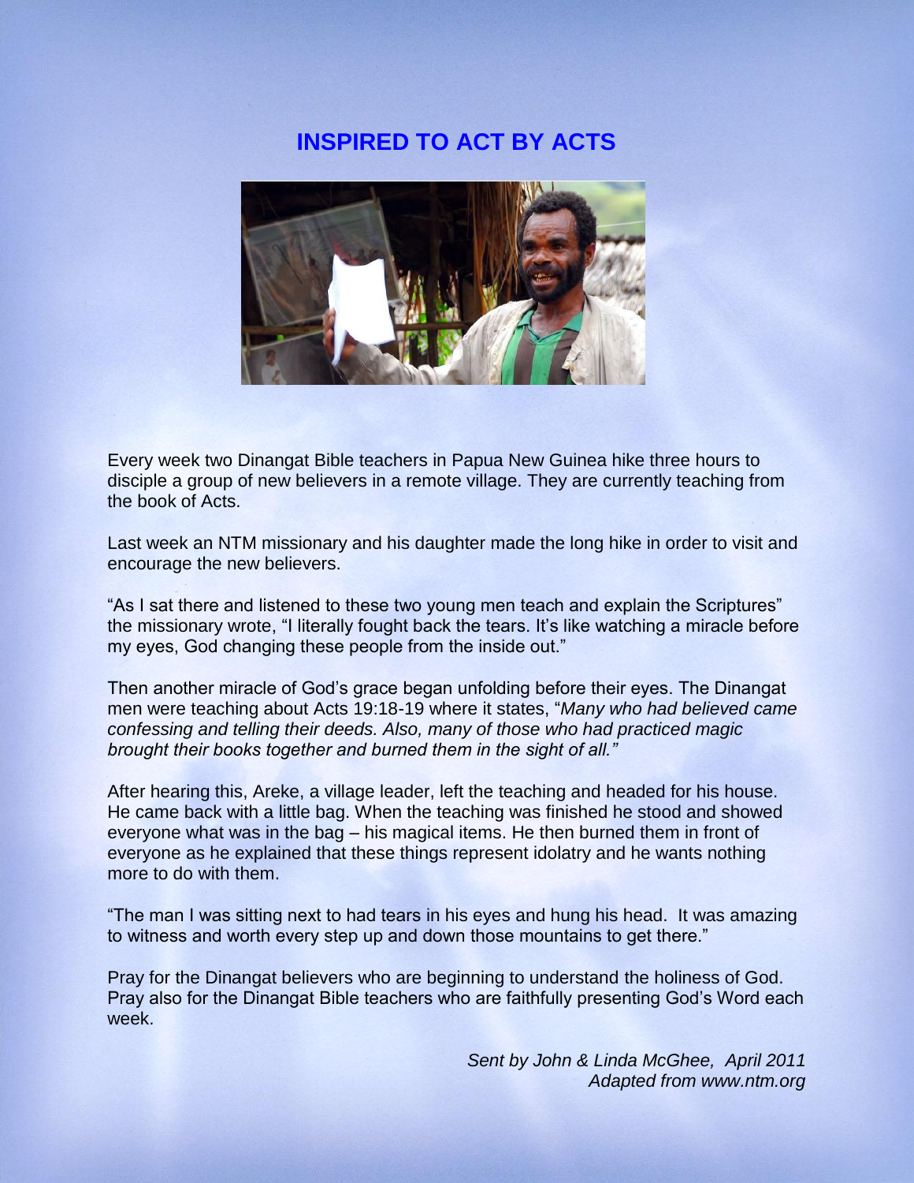# INSPIRED TO ACT BY ACTS

Every week two Dinangat Bible teachers in Papua New Guinea hike three hours to disciple a group of new believers in a remote village. They are currently teaching from the book of Acts.

Last week an NTM missionary and his daughter made the long hike in order to visit and encourage the new believers.

"As I sat there and listened to these two young men teach and explain the Scriptures" the missionary wrote, "I literally fought back the tears. It's like watching a miracle before my eyes, God changing these people from the inside out."

Then another miracle of God's grace began unfolding before their eyes. The Dinangat men were teaching about Acts 19:18-19 where it states, "*Many who had believed came confessing and telling their deeds. Also, many of those who had practiced magic brought their books together and burned them in the sight of all."*

After hearing this, Areke, a village leader, left the teaching and headed for his house. He came back with a little bag. When the teaching was finished he stood and showed everyone what was in the bag – his magical items. He then burned them in front of everyone as he explained that these things represent idolatry and he wants nothing more to do with them.

"The man I was sitting next to had tears in his eyes and hung his head. It was amazing to witness and worth every step up and down those mountains to get there."

Pray for the Dinangat believers who are beginning to understand the holiness of God. Pray also for the Dinangat Bible teachers who are faithfully presenting God's Word each week.

*Sent by John & Linda McGhee, April 2011*
*Adapted from www.ntm.org*